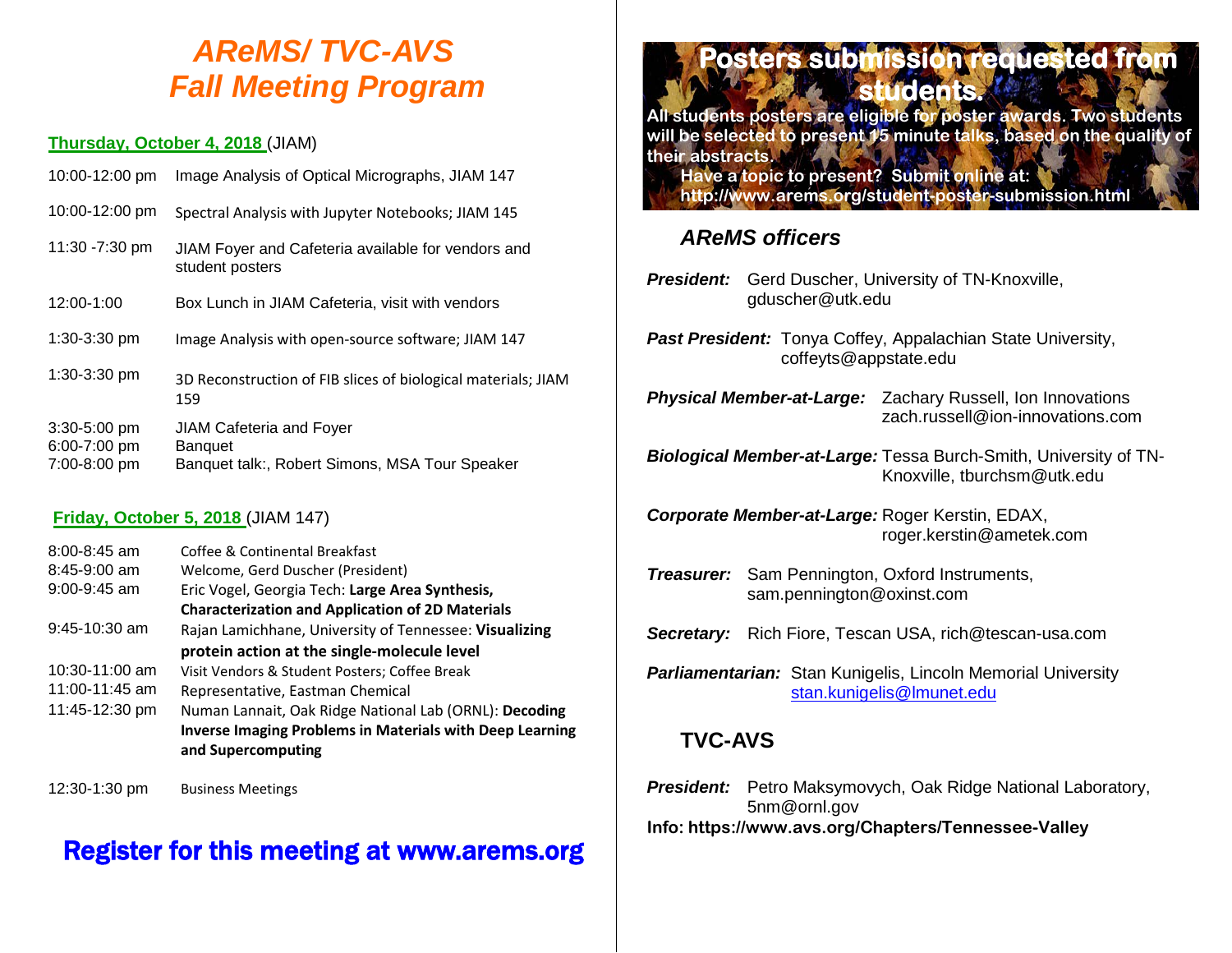# AReMS/ TVC-AVS Fall Meeting Program

**Thursday, October 4, 2018** (JIAM)

| | |
|---|---|
| 10:00-12:00 pm | Image Analysis of Optical Micrographs, JIAM 147 |
| 10:00-12:00 pm | Spectral Analysis with Jupyter Notebooks; JIAM 145 |
| 11:30 -7:30 pm | JIAM Foyer and Cafeteria available for vendors and student posters |
| 12:00-1:00 | Box Lunch in JIAM Cafeteria, visit with vendors |
| 1:30-3:30 pm | Image Analysis with open-source software; JIAM 147 |
| 1:30-3:30 pm | 3D Reconstruction of FIB slices of biological materials; JIAM 159 |
| 3:30-5:00 pm | JIAM Cafeteria and Foyer |
| 6:00-7:00 pm | Banquet |
| 7:00-8:00 pm | Banquet talk:, Robert Simons, MSA Tour Speaker |

**Friday, October 5, 2018** (JIAM 147)

| | |
|---|---|
| 8:00-8:45 am | Coffee & Continental Breakfast |
| 8:45-9:00 am | Welcome, Gerd Duscher (President) |
| 9:00-9:45 am | Eric Vogel, Georgia Tech: **Large Area Synthesis, Characterization and Application of 2D Materials** |
| 9:45-10:30 am | Rajan Lamichhane, University of Tennessee: **Visualizing protein action at the single-molecule level** |
| 10:30-11:00 am | Visit Vendors & Student Posters; Coffee Break |
| 11:00-11:45 am | Representative, Eastman Chemical |
| 11:45-12:30 pm | Numan Lannait, Oak Ridge National Lab (ORNL): **Decoding Inverse Imaging Problems in Materials with Deep Learning and Supercomputing** |
| 12:30-1:30 pm | Business Meetings |

**Register for this meeting at www.arems.org**

## Posters submission requested from students.

**All students posters are eligible for poster awards. Two students will be selected to present 15 minute talks, based on the quality of their abstracts.**

**Have a topic to present? Submit online at: http://www.arems.org/student-poster-submission.html**

## AReMS officers

***President:*** Gerd Duscher, University of TN-Knoxville, gduscher@utk.edu

***Past President:*** Tonya Coffey, Appalachian State University, coffeyts@appstate.edu

***Physical Member-at-Large:*** Zachary Russell, Ion Innovations zach.russell@ion-innovations.com

***Biological Member-at-Large:*** Tessa Burch-Smith, University of TN-Knoxville, tburchsm@utk.edu

***Corporate Member-at-Large:*** Roger Kerstin, EDAX, roger.kerstin@ametek.com

***Treasurer:*** Sam Pennington, Oxford Instruments, sam.pennington@oxinst.com

***Secretary:*** Rich Fiore, Tescan USA, rich@tescan-usa.com

***Parliamentarian:*** Stan Kunigelis, Lincoln Memorial University stan.kunigelis@lmunet.edu

## TVC-AVS

***President:*** Petro Maksymovych, Oak Ridge National Laboratory, 5nm@ornl.gov

**Info: https://www.avs.org/Chapters/Tennessee-Valley**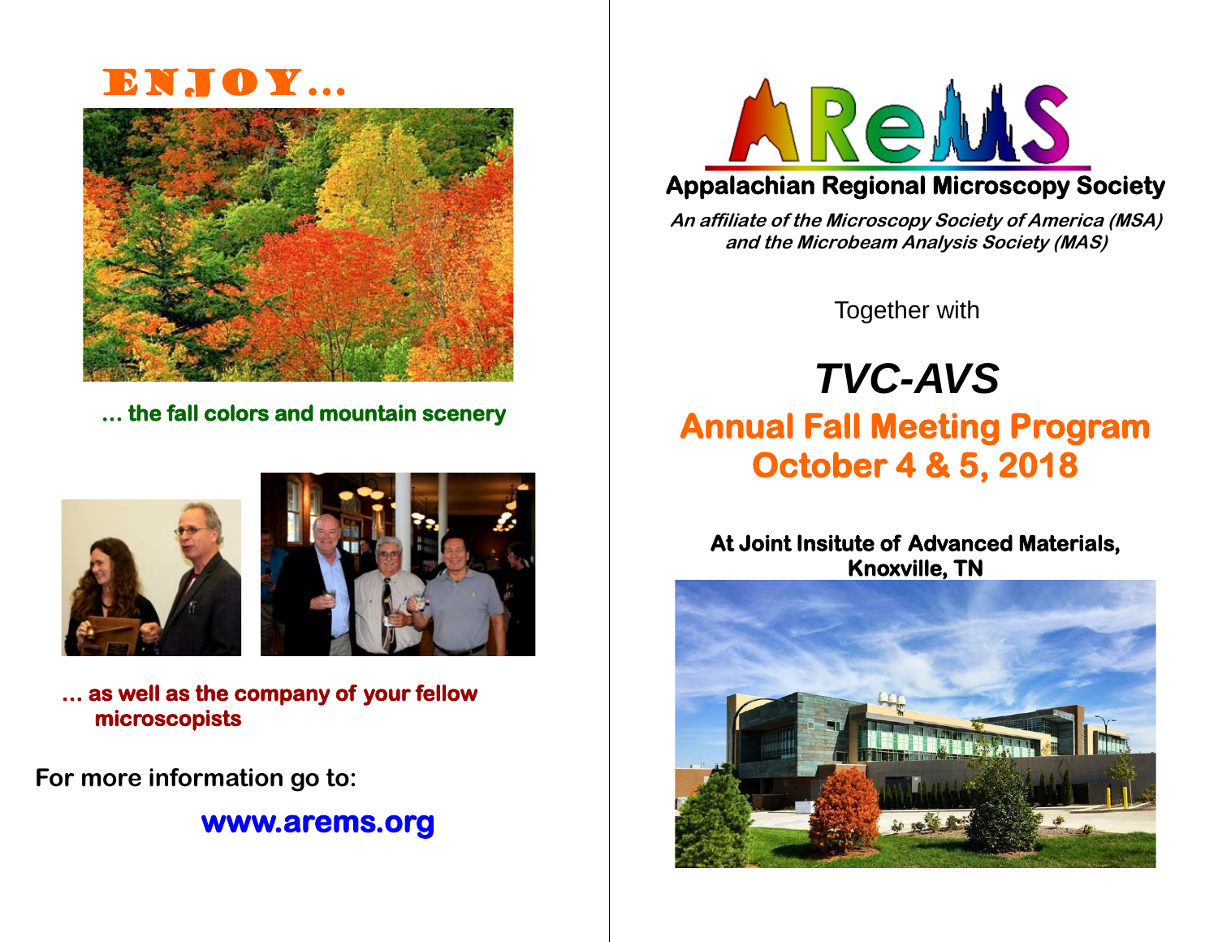# ENJOY...

... the fall colors and mountain scenery

... as well as the company of your fellow microscopists

**For more information go to:**

**www.arems.org**

# AReMS

## Appalachian Regional Microscopy Society

***An affiliate of the Microscopy Society of America (MSA) and the Microbeam Analysis Society (MAS)***

Together with

# *TVC-AVS*

## Annual Fall Meeting Program
## October 4 & 5, 2018

**At Joint Insitute of Advanced Materials, Knoxville, TN**